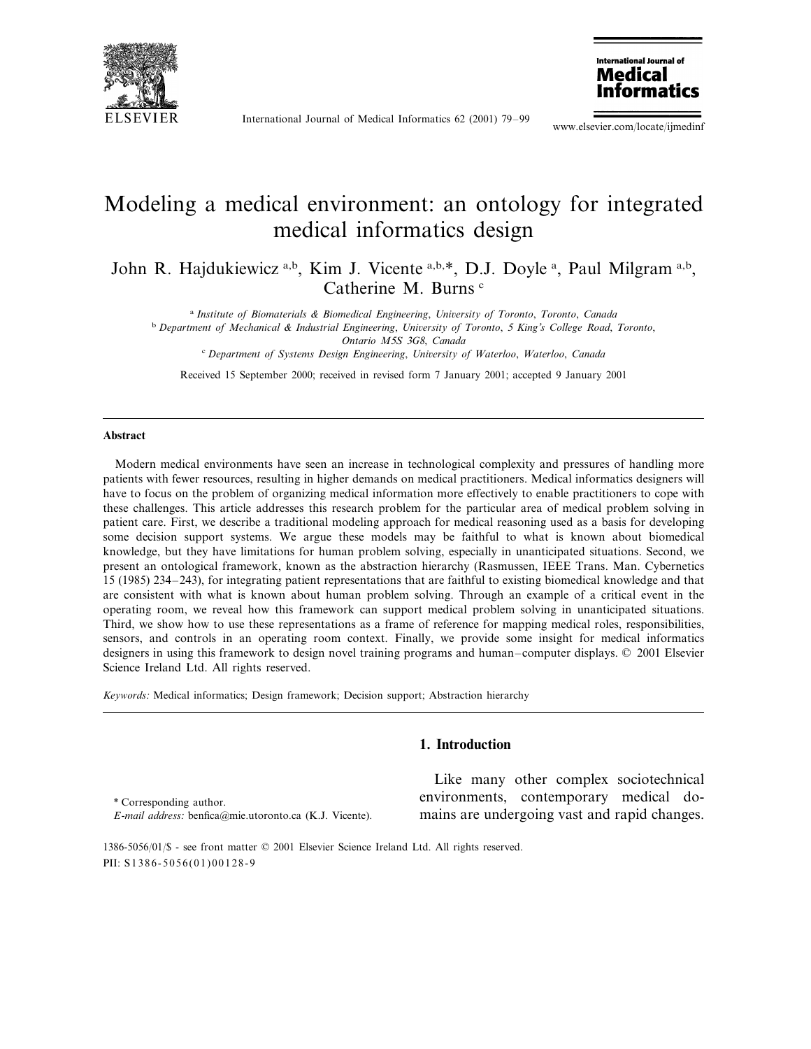# Modeling a medical environment: an ontology for integrated medical informatics design

John R. Hajdukiewicz [a,b], Kim J. Vicente [a,b,*], D.J. Doyle [a], Paul Milgram [a,b], Catherine M. Burns [c]

[a] *Institute of Biomaterials & Biomedical Engineering, University of Toronto, Toronto, Canada*

[b] *Department of Mechanical & Industrial Engineering, University of Toronto, 5 King's College Road, Toronto, Ontario M5S 3G8, Canada*

[c] *Department of Systems Design Engineering, University of Waterloo, Waterloo, Canada*

Received 15 September 2000; received in revised form 7 January 2001; accepted 9 January 2001

### Abstract

Modern medical environments have seen an increase in technological complexity and pressures of handling more patients with fewer resources, resulting in higher demands on medical practitioners. Medical informatics designers will have to focus on the problem of organizing medical information more effectively to enable practitioners to cope with these challenges. This article addresses this research problem for the particular area of medical problem solving in patient care. First, we describe a traditional modeling approach for medical reasoning used as a basis for developing some decision support systems. We argue these models may be faithful to what is known about biomedical knowledge, but they have limitations for human problem solving, especially in unanticipated situations. Second, we present an ontological framework, known as the abstraction hierarchy (Rasmussen, IEEE Trans. Man. Cybernetics 15 (1985) 234–243), for integrating patient representations that are faithful to existing biomedical knowledge and that are consistent with what is known about human problem solving. Through an example of a critical event in the operating room, we reveal how this framework can support medical problem solving in unanticipated situations. Third, we show how to use these representations as a frame of reference for mapping medical roles, responsibilities, sensors, and controls in an operating room context. Finally, we provide some insight for medical informatics designers in using this framework to design novel training programs and human–computer displays. © 2001 Elsevier Science Ireland Ltd. All rights reserved.

*Keywords:* Medical informatics; Design framework; Decision support; Abstraction hierarchy

## 1. Introduction

Like many other complex sociotechnical environments, contemporary medical domains are undergoing vast and rapid changes.

\* Corresponding author.
*E-mail address:* benfica@mie.utoronto.ca (K.J. Vicente).

1386-5056/01/$ - see front matter © 2001 Elsevier Science Ireland Ltd. All rights reserved.
PII: S1386-5056(01)00128-9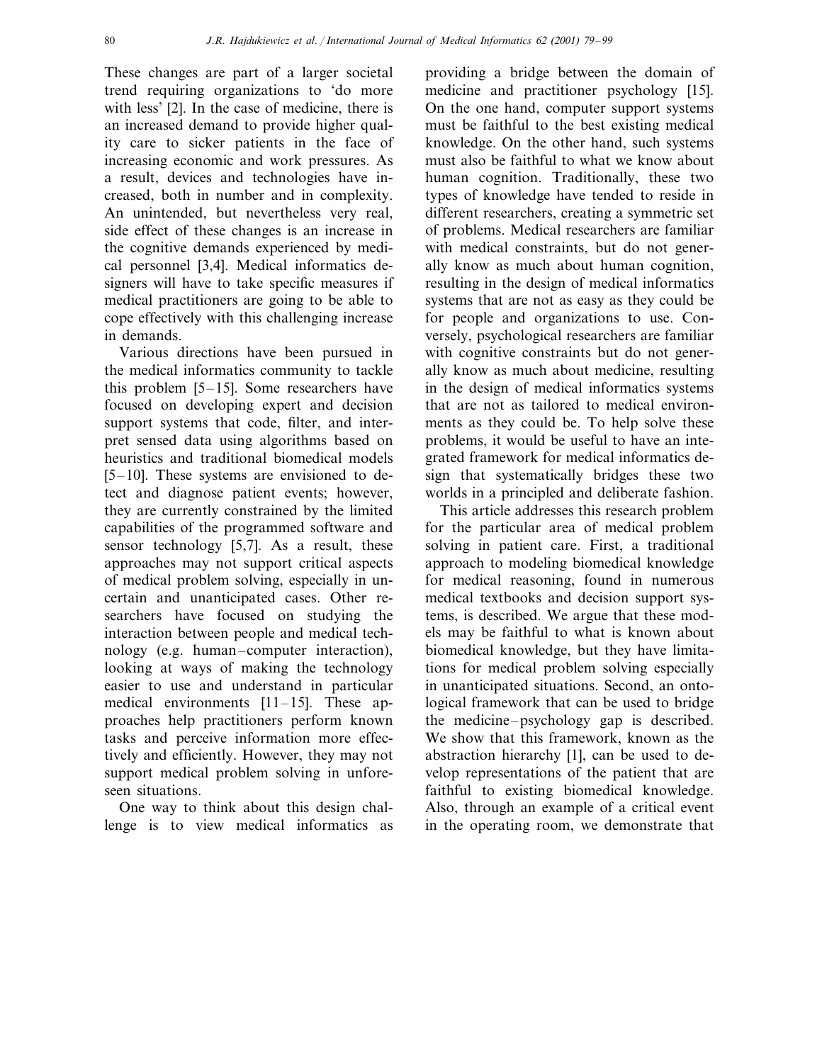These changes are part of a larger societal trend requiring organizations to 'do more with less' [2]. In the case of medicine, there is an increased demand to provide higher quality care to sicker patients in the face of increasing economic and work pressures. As a result, devices and technologies have increased, both in number and in complexity. An unintended, but nevertheless very real, side effect of these changes is an increase in the cognitive demands experienced by medical personnel [3,4]. Medical informatics designers will have to take specific measures if medical practitioners are going to be able to cope effectively with this challenging increase in demands.

Various directions have been pursued in the medical informatics community to tackle this problem [5–15]. Some researchers have focused on developing expert and decision support systems that code, filter, and interpret sensed data using algorithms based on heuristics and traditional biomedical models [5–10]. These systems are envisioned to detect and diagnose patient events; however, they are currently constrained by the limited capabilities of the programmed software and sensor technology [5,7]. As a result, these approaches may not support critical aspects of medical problem solving, especially in uncertain and unanticipated cases. Other researchers have focused on studying the interaction between people and medical technology (e.g. human–computer interaction), looking at ways of making the technology easier to use and understand in particular medical environments [11–15]. These approaches help practitioners perform known tasks and perceive information more effectively and efficiently. However, they may not support medical problem solving in unforeseen situations.

One way to think about this design challenge is to view medical informatics as providing a bridge between the domain of medicine and practitioner psychology [15]. On the one hand, computer support systems must be faithful to the best existing medical knowledge. On the other hand, such systems must also be faithful to what we know about human cognition. Traditionally, these two types of knowledge have tended to reside in different researchers, creating a symmetric set of problems. Medical researchers are familiar with medical constraints, but do not generally know as much about human cognition, resulting in the design of medical informatics systems that are not as easy as they could be for people and organizations to use. Conversely, psychological researchers are familiar with cognitive constraints but do not generally know as much about medicine, resulting in the design of medical informatics systems that are not as tailored to medical environments as they could be. To help solve these problems, it would be useful to have an integrated framework for medical informatics design that systematically bridges these two worlds in a principled and deliberate fashion.

This article addresses this research problem for the particular area of medical problem solving in patient care. First, a traditional approach to modeling biomedical knowledge for medical reasoning, found in numerous medical textbooks and decision support systems, is described. We argue that these models may be faithful to what is known about biomedical knowledge, but they have limitations for medical problem solving especially in unanticipated situations. Second, an ontological framework that can be used to bridge the medicine–psychology gap is described. We show that this framework, known as the abstraction hierarchy [1], can be used to develop representations of the patient that are faithful to existing biomedical knowledge. Also, through an example of a critical event in the operating room, we demonstrate that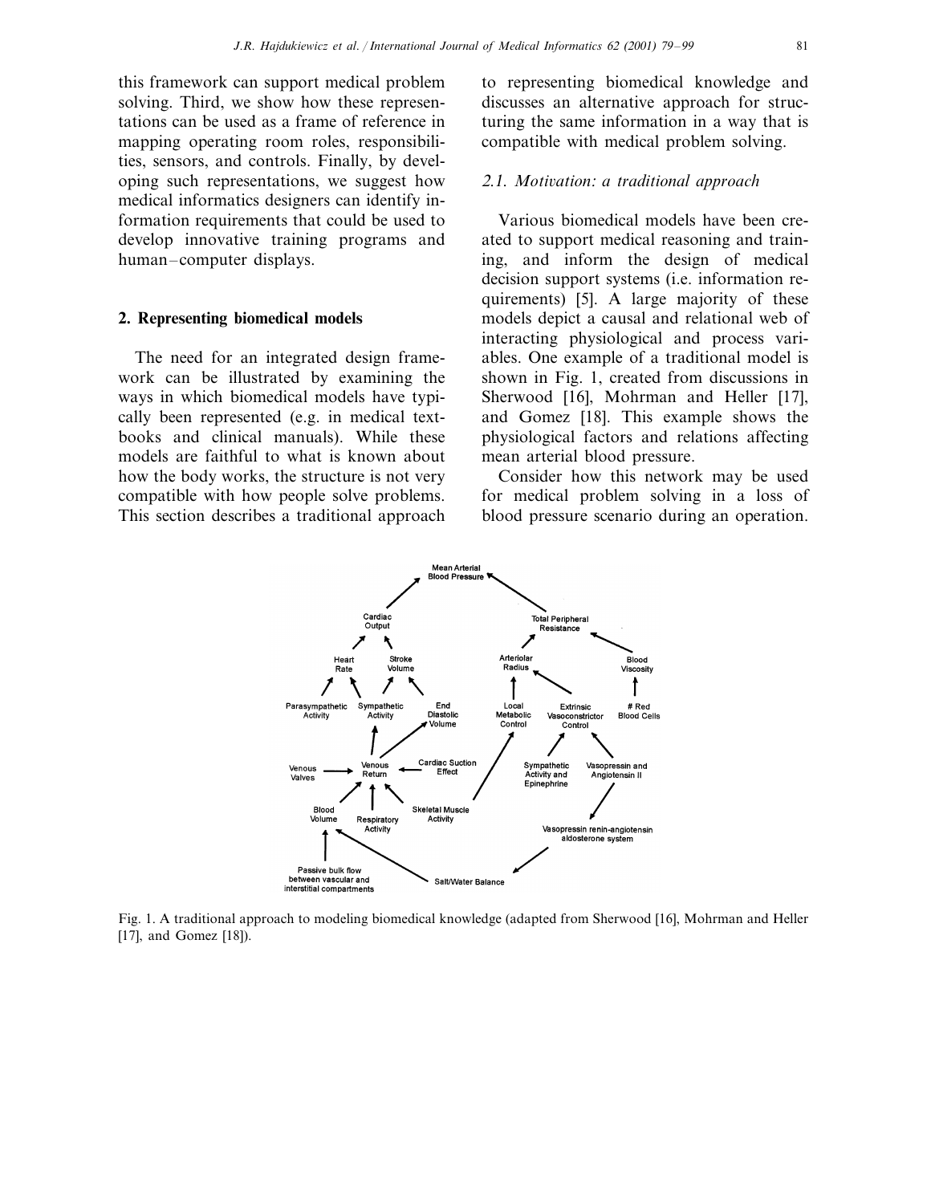this framework can support medical problem solving. Third, we show how these representations can be used as a frame of reference in mapping operating room roles, responsibilities, sensors, and controls. Finally, by developing such representations, we suggest how medical informatics designers can identify information requirements that could be used to develop innovative training programs and human–computer displays.

## 2. Representing biomedical models

The need for an integrated design framework can be illustrated by examining the ways in which biomedical models have typically been represented (e.g. in medical textbooks and clinical manuals). While these models are faithful to what is known about how the body works, the structure is not very compatible with how people solve problems. This section describes a traditional approach to representing biomedical knowledge and discusses an alternative approach for structuring the same information in a way that is compatible with medical problem solving.

### 2.1. Motivation: a traditional approach

Various biomedical models have been created to support medical reasoning and training, and inform the design of medical decision support systems (i.e. information requirements) [5]. A large majority of these models depict a causal and relational web of interacting physiological and process variables. One example of a traditional model is shown in Fig. 1, created from discussions in Sherwood [16], Mohrman and Heller [17], and Gomez [18]. This example shows the physiological factors and relations affecting mean arterial blood pressure.

Consider how this network may be used for medical problem solving in a loss of blood pressure scenario during an operation.

Fig. 1. A traditional approach to modeling biomedical knowledge (adapted from Sherwood [16], Mohrman and Heller [17], and Gomez [18]).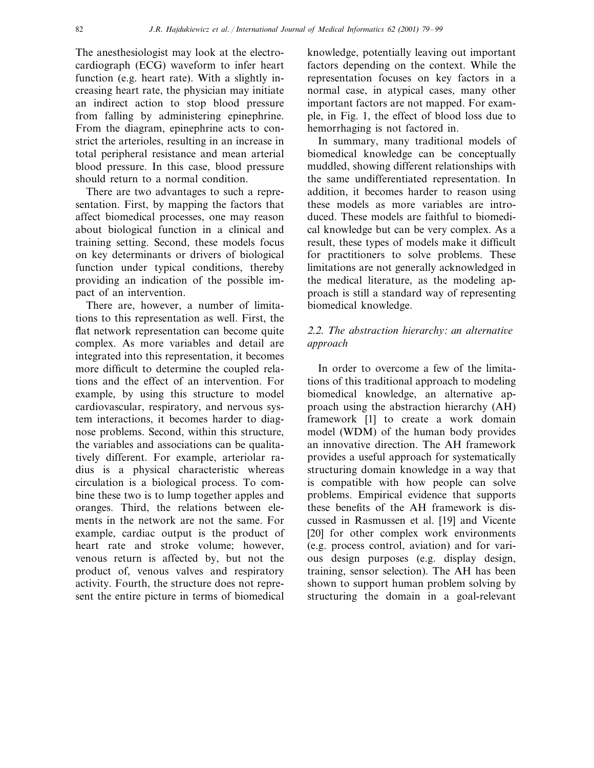The anesthesiologist may look at the electrocardiograph (ECG) waveform to infer heart function (e.g. heart rate). With a slightly increasing heart rate, the physician may initiate an indirect action to stop blood pressure from falling by administering epinephrine. From the diagram, epinephrine acts to constrict the arterioles, resulting in an increase in total peripheral resistance and mean arterial blood pressure. In this case, blood pressure should return to a normal condition.

There are two advantages to such a representation. First, by mapping the factors that affect biomedical processes, one may reason about biological function in a clinical and training setting. Second, these models focus on key determinants or drivers of biological function under typical conditions, thereby providing an indication of the possible impact of an intervention.

There are, however, a number of limitations to this representation as well. First, the flat network representation can become quite complex. As more variables and detail are integrated into this representation, it becomes more difficult to determine the coupled relations and the effect of an intervention. For example, by using this structure to model cardiovascular, respiratory, and nervous system interactions, it becomes harder to diagnose problems. Second, within this structure, the variables and associations can be qualitatively different. For example, arteriolar radius is a physical characteristic whereas circulation is a biological process. To combine these two is to lump together apples and oranges. Third, the relations between elements in the network are not the same. For example, cardiac output is the product of heart rate and stroke volume; however, venous return is affected by, but not the product of, venous valves and respiratory activity. Fourth, the structure does not represent the entire picture in terms of biomedical knowledge, potentially leaving out important factors depending on the context. While the representation focuses on key factors in a normal case, in atypical cases, many other important factors are not mapped. For example, in Fig. 1, the effect of blood loss due to hemorrhaging is not factored in.

In summary, many traditional models of biomedical knowledge can be conceptually muddled, showing different relationships with the same undifferentiated representation. In addition, it becomes harder to reason using these models as more variables are introduced. These models are faithful to biomedical knowledge but can be very complex. As a result, these types of models make it difficult for practitioners to solve problems. These limitations are not generally acknowledged in the medical literature, as the modeling approach is still a standard way of representing biomedical knowledge.

### *2.2. The abstraction hierarchy: an alternative approach*

In order to overcome a few of the limitations of this traditional approach to modeling biomedical knowledge, an alternative approach using the abstraction hierarchy (AH) framework [1] to create a work domain model (WDM) of the human body provides an innovative direction. The AH framework provides a useful approach for systematically structuring domain knowledge in a way that is compatible with how people can solve problems. Empirical evidence that supports these benefits of the AH framework is discussed in Rasmussen et al. [19] and Vicente [20] for other complex work environments (e.g. process control, aviation) and for various design purposes (e.g. display design, training, sensor selection). The AH has been shown to support human problem solving by structuring the domain in a goal-relevant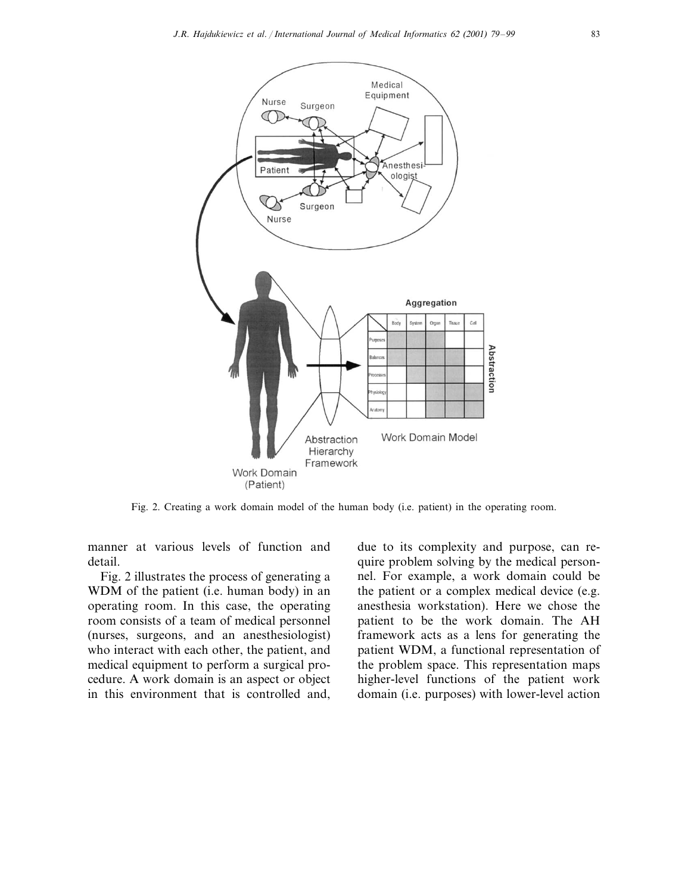Fig. 2. Creating a work domain model of the human body (i.e. patient) in the operating room.

manner at various levels of function and detail.

Fig. 2 illustrates the process of generating a WDM of the patient (i.e. human body) in an operating room. In this case, the operating room consists of a team of medical personnel (nurses, surgeons, and an anesthesiologist) who interact with each other, the patient, and medical equipment to perform a surgical procedure. A work domain is an aspect or object in this environment that is controlled and, due to its complexity and purpose, can require problem solving by the medical personnel. For example, a work domain could be the patient or a complex medical device (e.g. anesthesia workstation). Here we chose the patient to be the work domain. The AH framework acts as a lens for generating the patient WDM, a functional representation of the problem space. This representation maps higher-level functions of the patient work domain (i.e. purposes) with lower-level action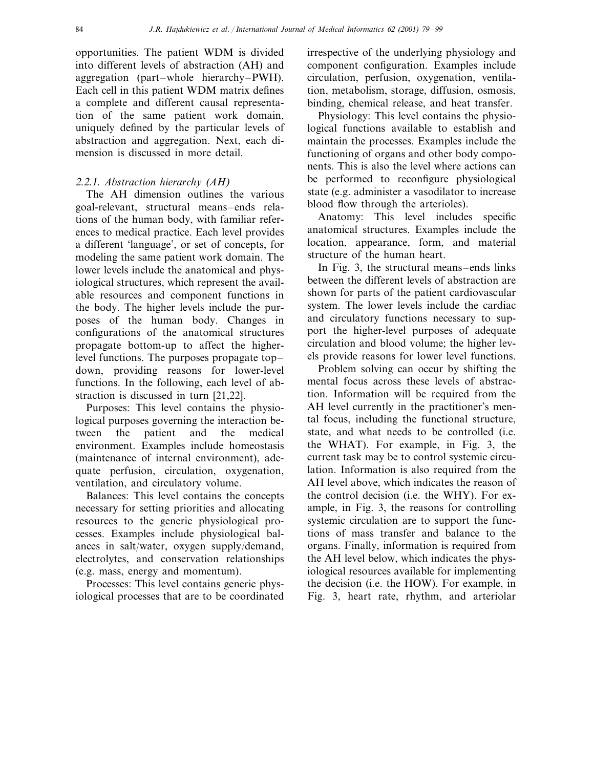opportunities. The patient WDM is divided into different levels of abstraction (AH) and aggregation (part–whole hierarchy–PWH). Each cell in this patient WDM matrix defines a complete and different causal representation of the same patient work domain, uniquely defined by the particular levels of abstraction and aggregation. Next, each dimension is discussed in more detail.

### 2.2.1. Abstraction hierarchy (AH)

The AH dimension outlines the various goal-relevant, structural means–ends relations of the human body, with familiar references to medical practice. Each level provides a different 'language', or set of concepts, for modeling the same patient work domain. The lower levels include the anatomical and physiological structures, which represent the available resources and component functions in the body. The higher levels include the purposes of the human body. Changes in configurations of the anatomical structures propagate bottom-up to affect the higher-level functions. The purposes propagate top–down, providing reasons for lower-level functions. In the following, each level of abstraction is discussed in turn [21,22].

Purposes: This level contains the physiological purposes governing the interaction between the patient and the medical environment. Examples include homeostasis (maintenance of internal environment), adequate perfusion, circulation, oxygenation, ventilation, and circulatory volume.

Balances: This level contains the concepts necessary for setting priorities and allocating resources to the generic physiological processes. Examples include physiological balances in salt/water, oxygen supply/demand, electrolytes, and conservation relationships (e.g. mass, energy and momentum).

Processes: This level contains generic physiological processes that are to be coordinated irrespective of the underlying physiology and component configuration. Examples include circulation, perfusion, oxygenation, ventilation, metabolism, storage, diffusion, osmosis, binding, chemical release, and heat transfer.

Physiology: This level contains the physiological functions available to establish and maintain the processes. Examples include the functioning of organs and other body components. This is also the level where actions can be performed to reconfigure physiological state (e.g. administer a vasodilator to increase blood flow through the arterioles).

Anatomy: This level includes specific anatomical structures. Examples include the location, appearance, form, and material structure of the human heart.

In Fig. 3, the structural means–ends links between the different levels of abstraction are shown for parts of the patient cardiovascular system. The lower levels include the cardiac and circulatory functions necessary to support the higher-level purposes of adequate circulation and blood volume; the higher levels provide reasons for lower level functions.

Problem solving can occur by shifting the mental focus across these levels of abstraction. Information will be required from the AH level currently in the practitioner's mental focus, including the functional structure, state, and what needs to be controlled (i.e. the WHAT). For example, in Fig. 3, the current task may be to control systemic circulation. Information is also required from the AH level above, which indicates the reason of the control decision (i.e. the WHY). For example, in Fig. 3, the reasons for controlling systemic circulation are to support the functions of mass transfer and balance to the organs. Finally, information is required from the AH level below, which indicates the physiological resources available for implementing the decision (i.e. the HOW). For example, in Fig. 3, heart rate, rhythm, and arteriolar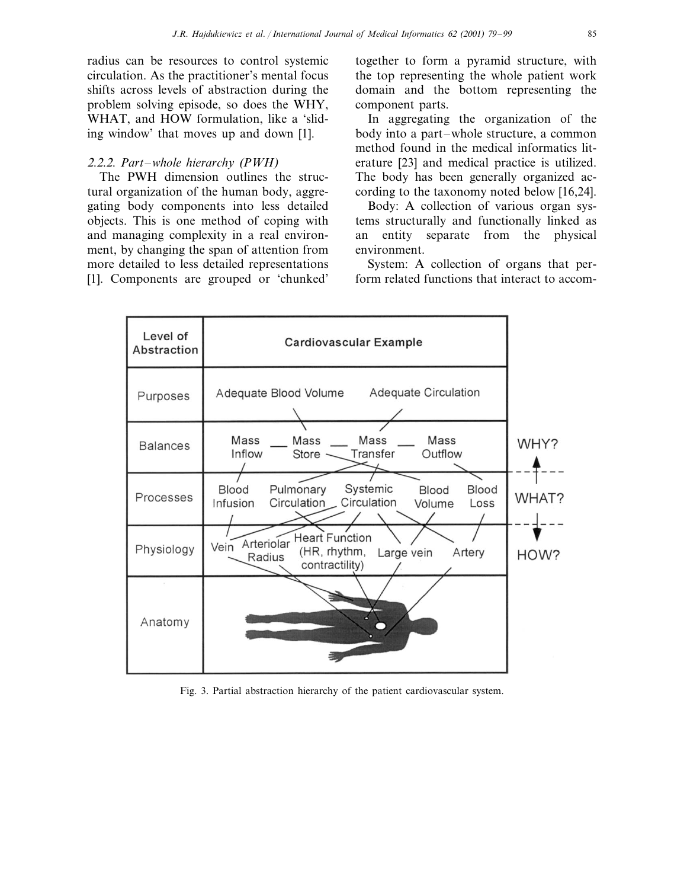radius can be resources to control systemic circulation. As the practitioner's mental focus shifts across levels of abstraction during the problem solving episode, so does the WHY, WHAT, and HOW formulation, like a 'sliding window' that moves up and down [1].

### 2.2.2. Part–whole hierarchy (PWH)

The PWH dimension outlines the structural organization of the human body, aggregating body components into less detailed objects. This is one method of coping with and managing complexity in a real environment, by changing the span of attention from more detailed to less detailed representations [1]. Components are grouped or 'chunked' together to form a pyramid structure, with the top representing the whole patient work domain and the bottom representing the component parts.

In aggregating the organization of the body into a part–whole structure, a common method found in the medical informatics literature [23] and medical practice is utilized. The body has been generally organized according to the taxonomy noted below [16,24].

Body: A collection of various organ systems structurally and functionally linked as an entity separate from the physical environment.

System: A collection of organs that perform related functions that interact to accom-

Fig. 3. Partial abstraction hierarchy of the patient cardiovascular system.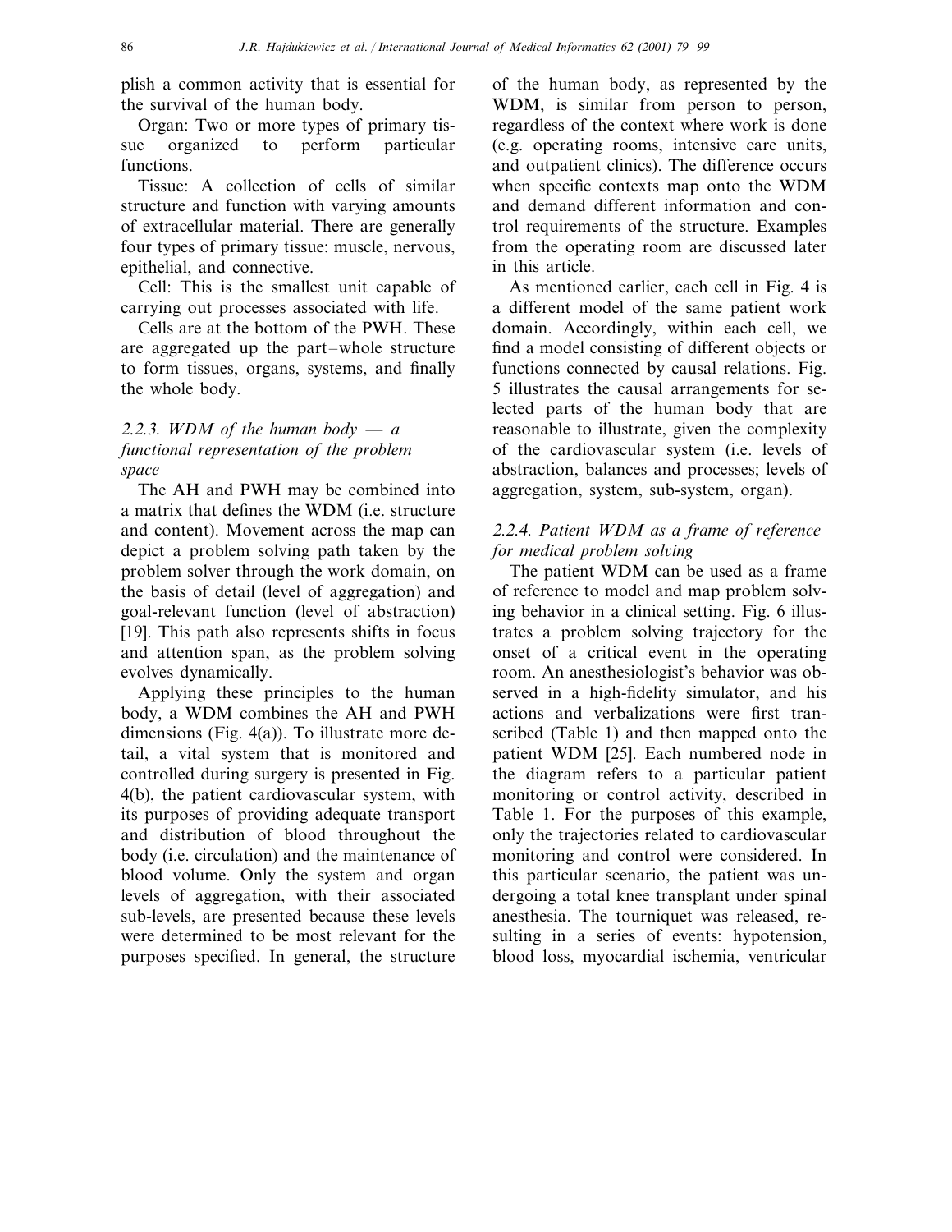plish a common activity that is essential for the survival of the human body.

Organ: Two or more types of primary tissue organized to perform particular functions.

Tissue: A collection of cells of similar structure and function with varying amounts of extracellular material. There are generally four types of primary tissue: muscle, nervous, epithelial, and connective.

Cell: This is the smallest unit capable of carrying out processes associated with life.

Cells are at the bottom of the PWH. These are aggregated up the part–whole structure to form tissues, organs, systems, and finally the whole body.

### 2.2.3. *WDM of the human body — a functional representation of the problem space*

The AH and PWH may be combined into a matrix that defines the WDM (i.e. structure and content). Movement across the map can depict a problem solving path taken by the problem solver through the work domain, on the basis of detail (level of aggregation) and goal-relevant function (level of abstraction) [19]. This path also represents shifts in focus and attention span, as the problem solving evolves dynamically.

Applying these principles to the human body, a WDM combines the AH and PWH dimensions (Fig. 4(a)). To illustrate more detail, a vital system that is monitored and controlled during surgery is presented in Fig. 4(b), the patient cardiovascular system, with its purposes of providing adequate transport and distribution of blood throughout the body (i.e. circulation) and the maintenance of blood volume. Only the system and organ levels of aggregation, with their associated sub-levels, are presented because these levels were determined to be most relevant for the purposes specified. In general, the structure of the human body, as represented by the WDM, is similar from person to person, regardless of the context where work is done (e.g. operating rooms, intensive care units, and outpatient clinics). The difference occurs when specific contexts map onto the WDM and demand different information and control requirements of the structure. Examples from the operating room are discussed later in this article.

As mentioned earlier, each cell in Fig. 4 is a different model of the same patient work domain. Accordingly, within each cell, we find a model consisting of different objects or functions connected by causal relations. Fig. 5 illustrates the causal arrangements for selected parts of the human body that are reasonable to illustrate, given the complexity of the cardiovascular system (i.e. levels of abstraction, balances and processes; levels of aggregation, system, sub-system, organ).

### 2.2.4. *Patient WDM as a frame of reference for medical problem solving*

The patient WDM can be used as a frame of reference to model and map problem solving behavior in a clinical setting. Fig. 6 illustrates a problem solving trajectory for the onset of a critical event in the operating room. An anesthesiologist's behavior was observed in a high-fidelity simulator, and his actions and verbalizations were first transcribed (Table 1) and then mapped onto the patient WDM [25]. Each numbered node in the diagram refers to a particular patient monitoring or control activity, described in Table 1. For the purposes of this example, only the trajectories related to cardiovascular monitoring and control were considered. In this particular scenario, the patient was undergoing a total knee transplant under spinal anesthesia. The tourniquet was released, resulting in a series of events: hypotension, blood loss, myocardial ischemia, ventricular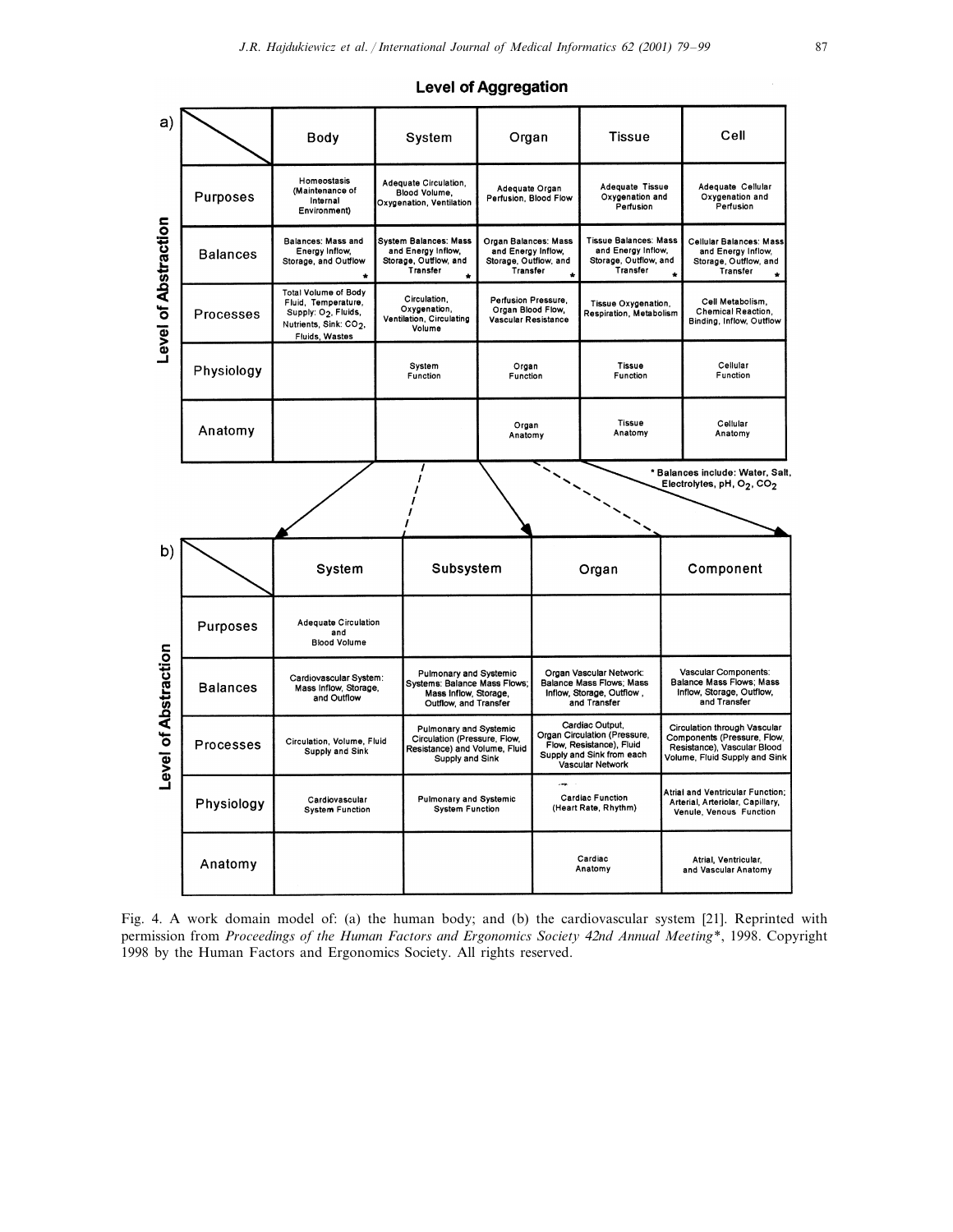**Level of Aggregation**

a)

| Level of Abstraction | Body | System | Organ | Tissue | Cell |
|---|---|---|---|---|---|
| Purposes | Homeostasis (Maintenance of Internal Environment) | Adequate Circulation, Blood Volume, Oxygenation, Ventilation | Adequate Organ Perfusion, Blood Flow | Adequate Tissue Oxygenation and Perfusion | Adequate Cellular Oxygenation and Perfusion |
| Balances | Balances: Mass and Energy Inflow, Storage, and Outflow * | System Balances: Mass and Energy Inflow, Storage, Outflow, and Transfer * | Organ Balances: Mass and Energy Inflow, Storage, Outflow, and Transfer * | Tissue Balances: Mass and Energy Inflow, Storage, Outflow, and Transfer * | Cellular Balances: Mass and Energy Inflow, Storage, Outflow, and Transfer * |
| Processes | Total Volume of Body Fluid, Temperature, Supply: $O_2$, Fluids, Nutrients, Sink: $CO_2$, Fluids, Wastes | Circulation, Oxygenation, Ventilation, Circulating Volume | Perfusion Pressure, Organ Blood Flow, Vascular Resistance | Tissue Oxygenation, Respiration, Metabolism | Cell Metabolism, Chemical Reaction, Binding, Inflow, Outflow |
| Physiology | | System Function | Organ Function | Tissue Function | Cellular Function |
| Anatomy | | | Organ Anatomy | Tissue Anatomy | Cellular Anatomy |

* Balances include: Water, Salt, Electrolytes, pH, $O_2$, $CO_2$

b)

| Level of Abstraction | System | Subsystem | Organ | Component |
|---|---|---|---|---|
| Purposes | Adequate Circulation and Blood Volume | | | |
| Balances | Cardiovascular System: Mass Inflow, Storage, and Outflow | Pulmonary and Systemic Systems: Balance Mass Flows; Mass Inflow, Storage, Outflow, and Transfer | Organ Vascular Network: Balance Mass Flows; Mass Inflow, Storage, Outflow, and Transfer | Vascular Components: Balance Mass Flows; Mass Inflow, Storage, Outflow, and Transfer |
| Processes | Circulation, Volume, Fluid Supply and Sink | Pulmonary and Systemic Circulation (Pressure, Flow, Resistance) and Volume, Fluid Supply and Sink | Cardiac Output, Organ Circulation (Pressure, Flow, Resistance), Fluid Supply and Sink from each Vascular Network | Circulation through Vascular Components (Pressure, Flow, Resistance), Vascular Blood Volume, Fluid Supply and Sink |
| Physiology | Cardiovascular System Function | Pulmonary and Systemic System Function | Cardiac Function (Heart Rate, Rhythm) | Atrial and Ventricular Function; Arterial, Arteriolar, Capillary, Venule, Venous Function |
| Anatomy | | | Cardiac Anatomy | Atrial, Ventricular, and Vascular Anatomy |

Fig. 4. A work domain model of: (a) the human body; and (b) the cardiovascular system [21]. Reprinted with permission from *Proceedings of the Human Factors and Ergonomics Society 42nd Annual Meeting**, 1998. Copyright 1998 by the Human Factors and Ergonomics Society. All rights reserved.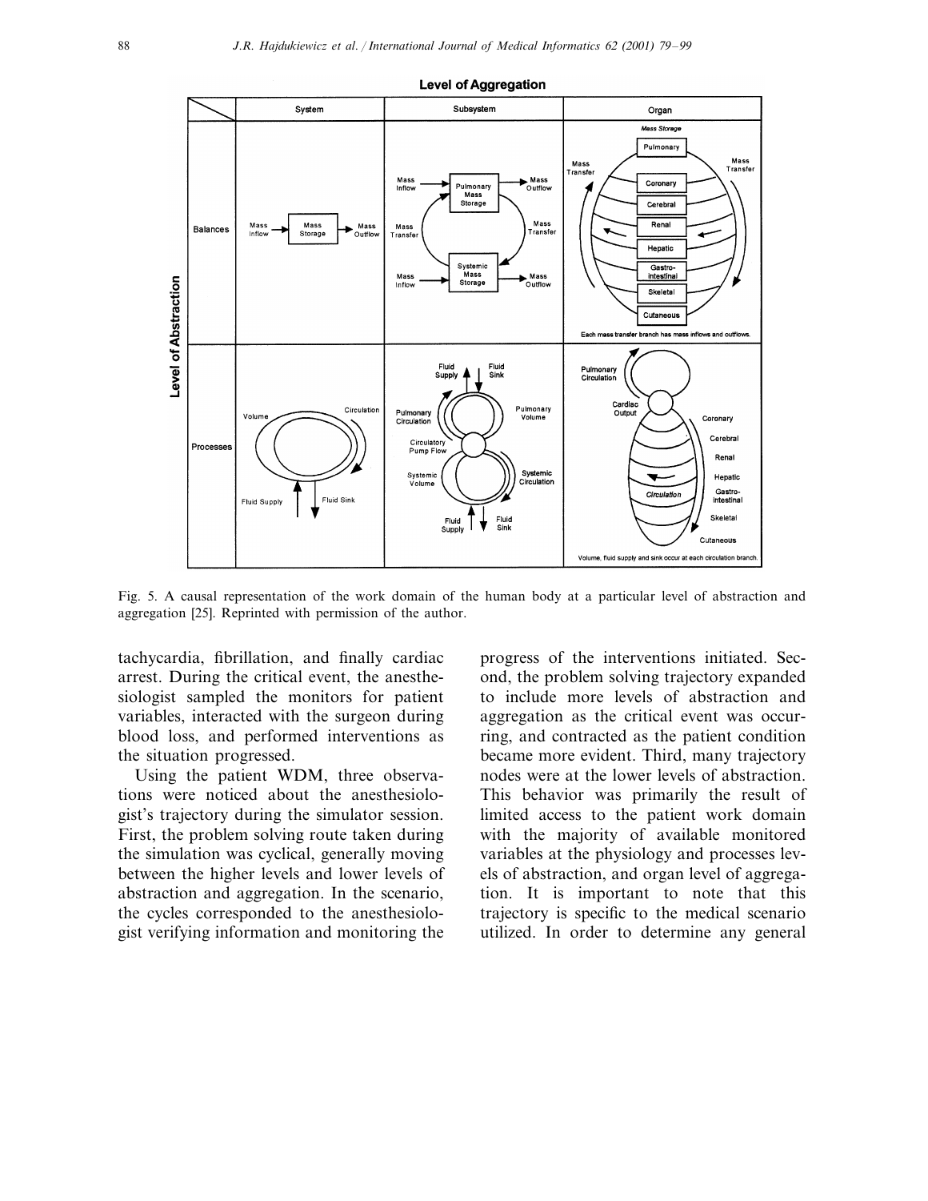Fig. 5. A causal representation of the work domain of the human body at a particular level of abstraction and aggregation [25]. Reprinted with permission of the author.

tachycardia, fibrillation, and finally cardiac arrest. During the critical event, the anesthesiologist sampled the monitors for patient variables, interacted with the surgeon during blood loss, and performed interventions as the situation progressed.

Using the patient WDM, three observations were noticed about the anesthesiologist's trajectory during the simulator session. First, the problem solving route taken during the simulation was cyclical, generally moving between the higher levels and lower levels of abstraction and aggregation. In the scenario, the cycles corresponded to the anesthesiologist verifying information and monitoring the progress of the interventions initiated. Second, the problem solving trajectory expanded to include more levels of abstraction and aggregation as the critical event was occurring, and contracted as the patient condition became more evident. Third, many trajectory nodes were at the lower levels of abstraction. This behavior was primarily the result of limited access to the patient work domain with the majority of available monitored variables at the physiology and processes levels of abstraction, and organ level of aggregation. It is important to note that this trajectory is specific to the medical scenario utilized. In order to determine any general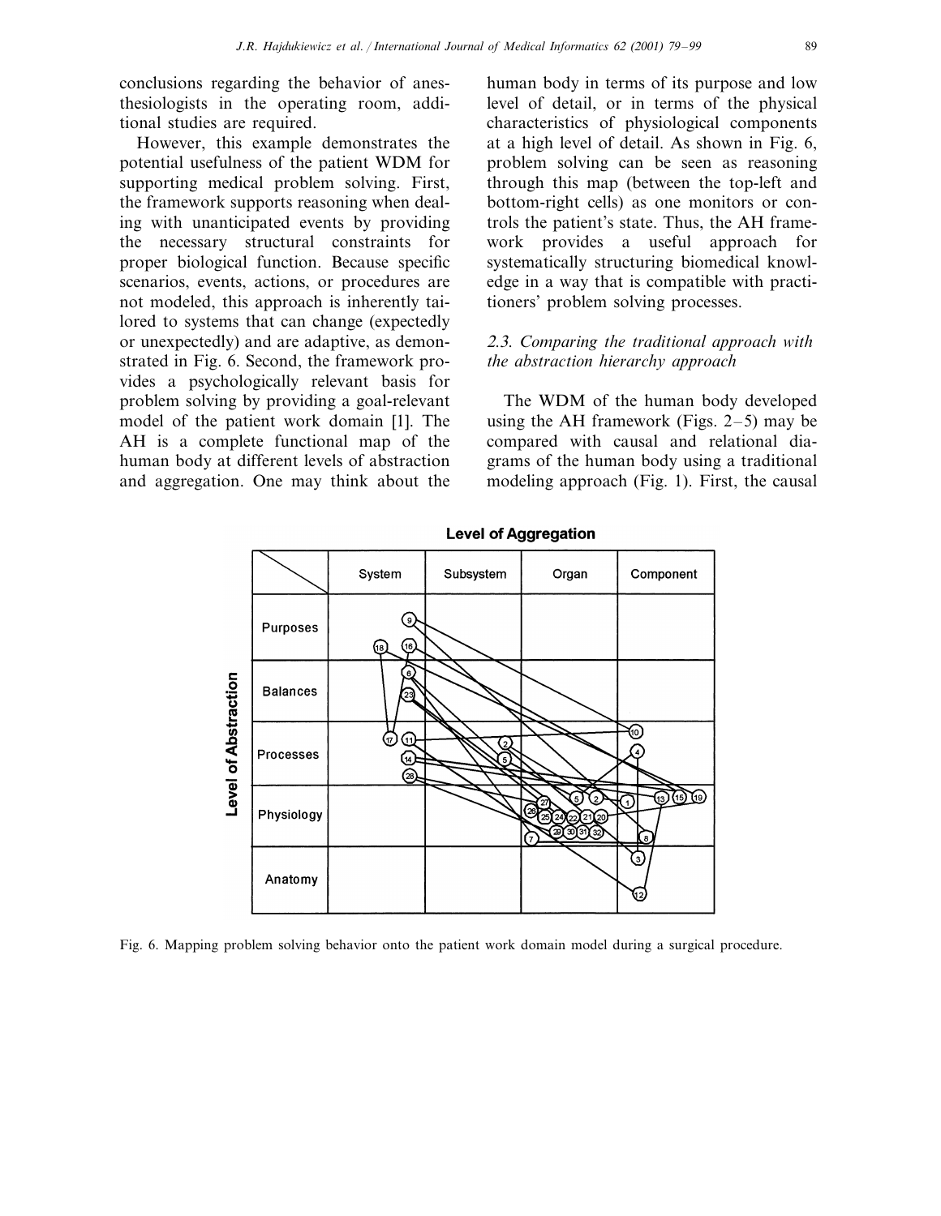conclusions regarding the behavior of anesthesiologists in the operating room, additional studies are required.

However, this example demonstrates the potential usefulness of the patient WDM for supporting medical problem solving. First, the framework supports reasoning when dealing with unanticipated events by providing the necessary structural constraints for proper biological function. Because specific scenarios, events, actions, or procedures are not modeled, this approach is inherently tailored to systems that can change (expectedly or unexpectedly) and are adaptive, as demonstrated in Fig. 6. Second, the framework provides a psychologically relevant basis for problem solving by providing a goal-relevant model of the patient work domain [1]. The AH is a complete functional map of the human body at different levels of abstraction and aggregation. One may think about the human body in terms of its purpose and low level of detail, or in terms of the physical characteristics of physiological components at a high level of detail. As shown in Fig. 6, problem solving can be seen as reasoning through this map (between the top-left and bottom-right cells) as one monitors or controls the patient's state. Thus, the AH framework provides a useful approach for systematically structuring biomedical knowledge in a way that is compatible with practitioners' problem solving processes.

### 2.3. Comparing the traditional approach with the abstraction hierarchy approach

The WDM of the human body developed using the AH framework (Figs. 2–5) may be compared with causal and relational diagrams of the human body using a traditional modeling approach (Fig. 1). First, the causal

Fig. 6. Mapping problem solving behavior onto the patient work domain model during a surgical procedure.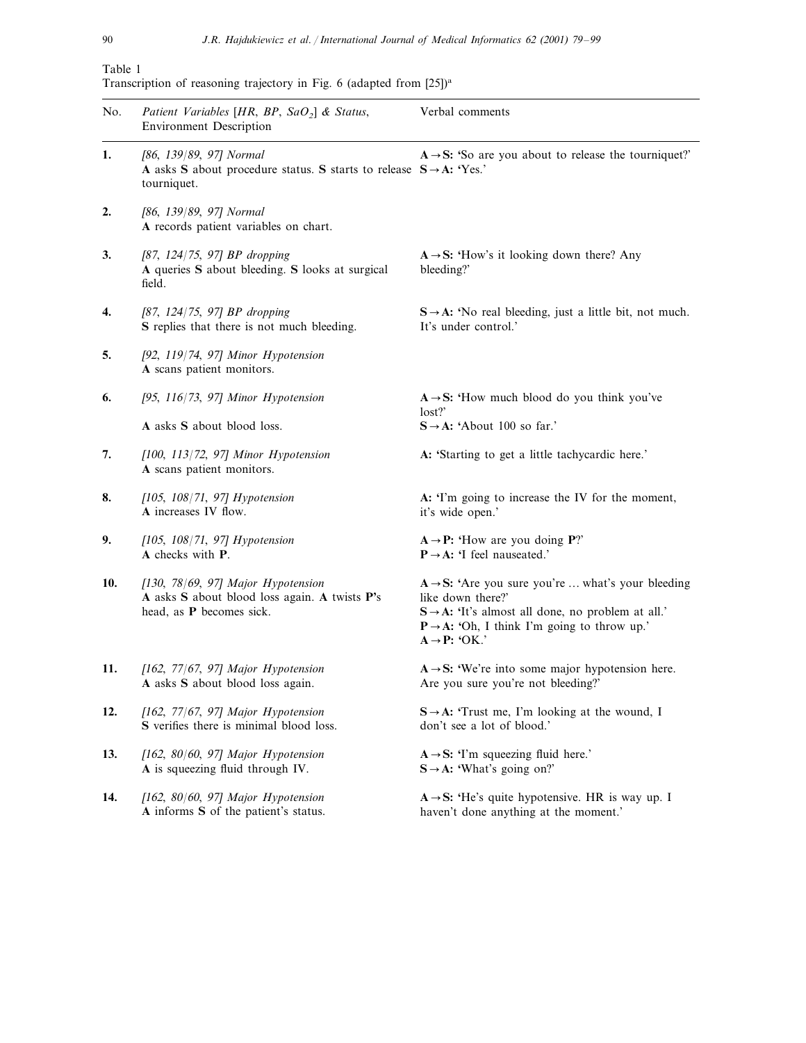Table 1
Transcription of reasoning trajectory in Fig. 6 (adapted from [25])[a]

| No. | *Patient Variables [HR, BP, $SaO_2$] & Status*, Environment Description | Verbal comments |
|---|---|---|
| **1.** | *[86, 139/89, 97] Normal* **A** asks **S** about procedure status. **S** starts to release tourniquet. | **A → S:** 'So are you about to release the tourniquet?' **S → A:** 'Yes.' |
| **2.** | *[86, 139/89, 97] Normal* **A** records patient variables on chart. | |
| **3.** | *[87, 124/75, 97] BP dropping* **A** queries **S** about bleeding. **S** looks at surgical field. | **A → S:** 'How's it looking down there? Any bleeding?' |
| **4.** | *[87, 124/75, 97] BP dropping* **S** replies that there is not much bleeding. | **S → A:** 'No real bleeding, just a little bit, not much. It's under control.' |
| **5.** | *[92, 119/74, 97] Minor Hypotension* **A** scans patient monitors. | |
| **6.** | *[95, 116/73, 97] Minor Hypotension* **A** asks **S** about blood loss. | **A → S:** 'How much blood do you think you've lost?' **S → A:** 'About 100 so far.' |
| **7.** | *[100, 113/72, 97] Minor Hypotension* **A** scans patient monitors. | **A:** 'Starting to get a little tachycardic here.' |
| **8.** | *[105, 108/71, 97] Hypotension* **A** increases IV flow. | **A:** 'I'm going to increase the IV for the moment, it's wide open.' |
| **9.** | *[105, 108/71, 97] Hypotension* **A** checks with **P**. | **A → P:** 'How are you doing **P**?' **P → A:** 'I feel nauseated.' |
| **10.** | *[130, 78/69, 97] Major Hypotension* **A** asks **S** about blood loss again. **A** twists **P**'s head, as **P** becomes sick. | **A → S:** 'Are you sure you're … what's your bleeding like down there?' **S → A:** 'It's almost all done, no problem at all.' **P → A:** 'Oh, I think I'm going to throw up.' **A → P:** 'OK.' |
| **11.** | *[162, 77/67, 97] Major Hypotension* **A** asks **S** about blood loss again. | **A → S:** 'We're into some major hypotension here. Are you sure you're not bleeding?' |
| **12.** | *[162, 77/67, 97] Major Hypotension* **S** verifies there is minimal blood loss. | **S → A:** 'Trust me, I'm looking at the wound, I don't see a lot of blood.' |
| **13.** | *[162, 80/60, 97] Major Hypotension* **A** is squeezing fluid through IV. | **A → S:** 'I'm squeezing fluid here.' **S → A:** 'What's going on?' |
| **14.** | *[162, 80/60, 97] Major Hypotension* **A** informs **S** of the patient's status. | **A → S:** 'He's quite hypotensive. HR is way up. I haven't done anything at the moment.' |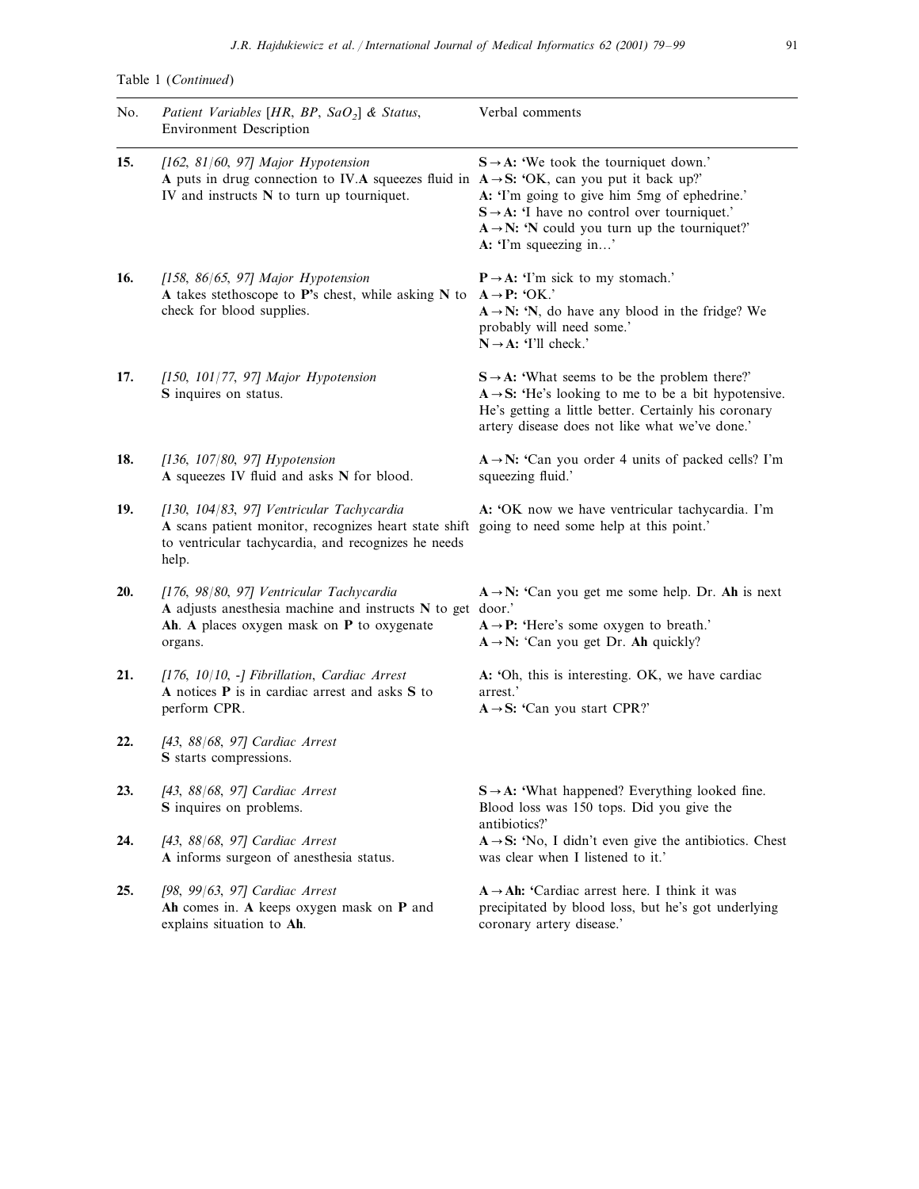Table 1 (*Continued*)

| No. | *Patient Variables [HR, BP, $SaO_2$] & Status*, Environment Description | Verbal comments |
|---|---|---|
| **15.** | *[162, 81/60, 97] Major Hypotension* **A** puts in drug connection to IV. **A** squeezes fluid in IV and instructs **N** to turn up tourniquet. | **S→A:** 'We took the tourniquet down.' **A→S:** 'OK, can you put it back up?' **A:** 'I'm going to give him 5mg of ephedrine.' **S→A:** 'I have no control over tourniquet.' **A→N:** '**N** could you turn up the tourniquet?' **A:** 'I'm squeezing in…' |
| **16.** | *[158, 86/65, 97] Major Hypotension* **A** takes stethoscope to **P**'s chest, while asking **N** to check for blood supplies. | **P→A:** 'I'm sick to my stomach.' **A→P:** 'OK.' **A→N:** '**N**, do have any blood in the fridge? We probably will need some.' **N→A:** 'I'll check.' |
| **17.** | *[150, 101/77, 97] Major Hypotension* **S** inquires on status. | **S→A:** 'What seems to be the problem there?' **A→S:** 'He's looking to me to be a bit hypotensive. He's getting a little better. Certainly his coronary artery disease does not like what we've done.' |
| **18.** | *[136, 107/80, 97] Hypotension* **A** squeezes IV fluid and asks **N** for blood. | **A→N:** 'Can you order 4 units of packed cells? I'm squeezing fluid.' |
| **19.** | *[130, 104/83, 97] Ventricular Tachycardia* **A** scans patient monitor, recognizes heart state shift to ventricular tachycardia, and recognizes he needs help. | **A:** 'OK now we have ventricular tachycardia. I'm going to need some help at this point.' |
| **20.** | *[176, 98/80, 97] Ventricular Tachycardia* **A** adjusts anesthesia machine and instructs **N** to get **Ah**. **A** places oxygen mask on **P** to oxygenate organs. | **A→N:** 'Can you get me some help. Dr. **Ah** is next door.' **A→P:** 'Here's some oxygen to breath.' **A→N:** 'Can you get Dr. **Ah** quickly? |
| **21.** | *[176, 10/10, -] Fibrillation, Cardiac Arrest* **A** notices **P** is in cardiac arrest and asks **S** to perform CPR. | **A:** 'Oh, this is interesting. OK, we have cardiac arrest.' **A→S:** 'Can you start CPR?' |
| **22.** | *[43, 88/68, 97] Cardiac Arrest* **S** starts compressions. | |
| **23.** | *[43, 88/68, 97] Cardiac Arrest* **S** inquires on problems. | **S→A:** 'What happened? Everything looked fine. Blood loss was 150 tops. Did you give the antibiotics?' |
| **24.** | *[43, 88/68, 97] Cardiac Arrest* **A** informs surgeon of anesthesia status. | **A→S:** 'No, I didn't even give the antibiotics. Chest was clear when I listened to it.' |
| **25.** | *[98, 99/63, 97] Cardiac Arrest* **Ah** comes in. **A** keeps oxygen mask on **P** and explains situation to **Ah**. | **A→Ah:** 'Cardiac arrest here. I think it was precipitated by blood loss, but he's got underlying coronary artery disease.' |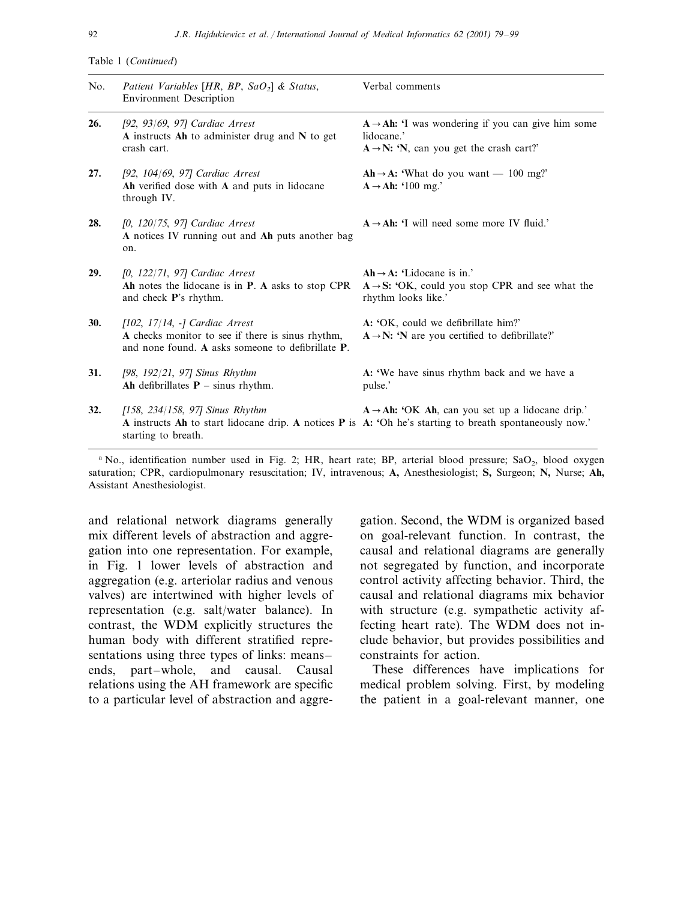Table 1 (*Continued*)

| No. | *Patient Variables [HR, BP, $SaO_2$] & Status*, Environment Description | Verbal comments |
|---|---|---|
| **26.** | *[92, 93/69, 97] Cardiac Arrest* **A** instructs **Ah** to administer drug and **N** to get crash cart. | **A → Ah:** 'I was wondering if you can give him some lidocane.' **A → N:** '**N**, can you get the crash cart?' |
| **27.** | *[92, 104/69, 97] Cardiac Arrest* **Ah** verified dose with **A** and puts in lidocane through IV. | **Ah → A:** 'What do you want — 100 mg?' **A → Ah:** '100 mg.' |
| **28.** | *[0, 120/75, 97] Cardiac Arrest* **A** notices IV running out and **Ah** puts another bag on. | **A → Ah:** 'I will need some more IV fluid.' |
| **29.** | *[0, 122/71, 97] Cardiac Arrest* **Ah** notes the lidocane is in **P**. **A** asks to stop CPR and check **P**'s rhythm. | **Ah → A:** 'Lidocane is in.' **A → S:** 'OK, could you stop CPR and see what the rhythm looks like.' |
| **30.** | *[102, 17/14, -] Cardiac Arrest* **A** checks monitor to see if there is sinus rhythm, and none found. **A** asks someone to defibrillate **P**. | **A:** 'OK, could we defibrillate him?' **A → N:** '**N** are you certified to defibrillate?' |
| **31.** | *[98, 192/21, 97] Sinus Rhythm* **Ah** defibrillates **P** – sinus rhythm. | **A:** 'We have sinus rhythm back and we have a pulse.' |
| **32.** | *[158, 234/158, 97] Sinus Rhythm* **A** instructs **Ah** to start lidocane drip. **A** notices **P** is starting to breath. | **A → Ah:** 'OK **Ah**, can you set up a lidocane drip.' **A:** 'Oh he's starting to breath spontaneously now.' |

[a] No., identification number used in Fig. 2; HR, heart rate; BP, arterial blood pressure; $SaO_2$, blood oxygen saturation; CPR, cardiopulmonary resuscitation; IV, intravenous; **A,** Anesthesiologist; **S,** Surgeon; **N,** Nurse; **Ah,** Assistant Anesthesiologist.

and relational network diagrams generally mix different levels of abstraction and aggregation into one representation. For example, in Fig. 1 lower levels of abstraction and aggregation (e.g. arteriolar radius and venous valves) are intertwined with higher levels of representation (e.g. salt/water balance). In contrast, the WDM explicitly structures the human body with different stratified representations using three types of links: means–ends, part–whole, and causal. Causal relations using the AH framework are specific to a particular level of abstraction and aggregation. Second, the WDM is organized based on goal-relevant function. In contrast, the causal and relational diagrams are generally not segregated by function, and incorporate control activity affecting behavior. Third, the causal and relational diagrams mix behavior with structure (e.g. sympathetic activity affecting heart rate). The WDM does not include behavior, but provides possibilities and constraints for action.

These differences have implications for medical problem solving. First, by modeling the patient in a goal-relevant manner, one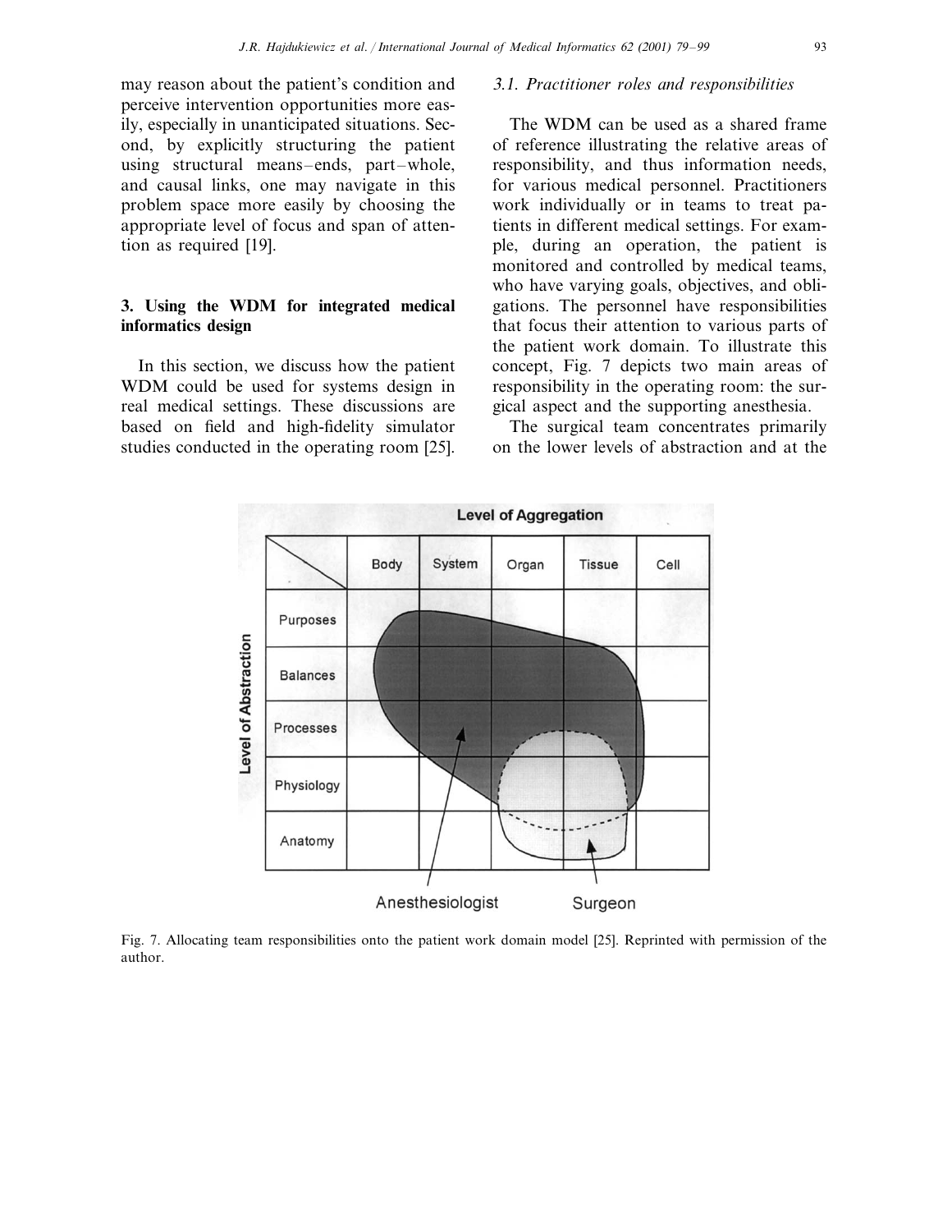may reason about the patient's condition and perceive intervention opportunities more easily, especially in unanticipated situations. Second, by explicitly structuring the patient using structural means–ends, part–whole, and causal links, one may navigate in this problem space more easily by choosing the appropriate level of focus and span of attention as required [19].

## 3. Using the WDM for integrated medical informatics design

In this section, we discuss how the patient WDM could be used for systems design in real medical settings. These discussions are based on field and high-fidelity simulator studies conducted in the operating room [25].

### 3.1. Practitioner roles and responsibilities

The WDM can be used as a shared frame of reference illustrating the relative areas of responsibility, and thus information needs, for various medical personnel. Practitioners work individually or in teams to treat patients in different medical settings. For example, during an operation, the patient is monitored and controlled by medical teams, who have varying goals, objectives, and obligations. The personnel have responsibilities that focus their attention to various parts of the patient work domain. To illustrate this concept, Fig. 7 depicts two main areas of responsibility in the operating room: the surgical aspect and the supporting anesthesia.

The surgical team concentrates primarily on the lower levels of abstraction and at the

Fig. 7. Allocating team responsibilities onto the patient work domain model [25]. Reprinted with permission of the author.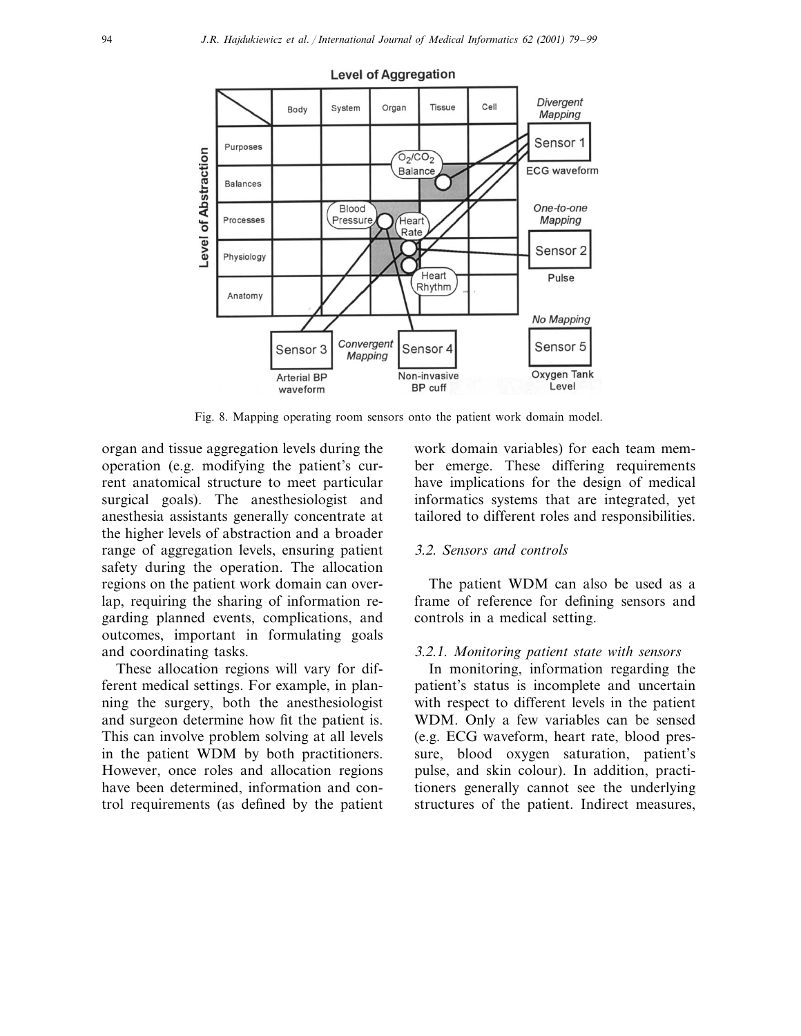Fig. 8. Mapping operating room sensors onto the patient work domain model.

organ and tissue aggregation levels during the operation (e.g. modifying the patient's current anatomical structure to meet particular surgical goals). The anesthesiologist and anesthesia assistants generally concentrate at the higher levels of abstraction and a broader range of aggregation levels, ensuring patient safety during the operation. The allocation regions on the patient work domain can overlap, requiring the sharing of information regarding planned events, complications, and outcomes, important in formulating goals and coordinating tasks.

These allocation regions will vary for different medical settings. For example, in planning the surgery, both the anesthesiologist and surgeon determine how fit the patient is. This can involve problem solving at all levels in the patient WDM by both practitioners. However, once roles and allocation regions have been determined, information and control requirements (as defined by the patient work domain variables) for each team member emerge. These differing requirements have implications for the design of medical informatics systems that are integrated, yet tailored to different roles and responsibilities.

### 3.2. Sensors and controls

The patient WDM can also be used as a frame of reference for defining sensors and controls in a medical setting.

#### 3.2.1. Monitoring patient state with sensors

In monitoring, information regarding the patient's status is incomplete and uncertain with respect to different levels in the patient WDM. Only a few variables can be sensed (e.g. ECG waveform, heart rate, blood pressure, blood oxygen saturation, patient's pulse, and skin colour). In addition, practitioners generally cannot see the underlying structures of the patient. Indirect measures,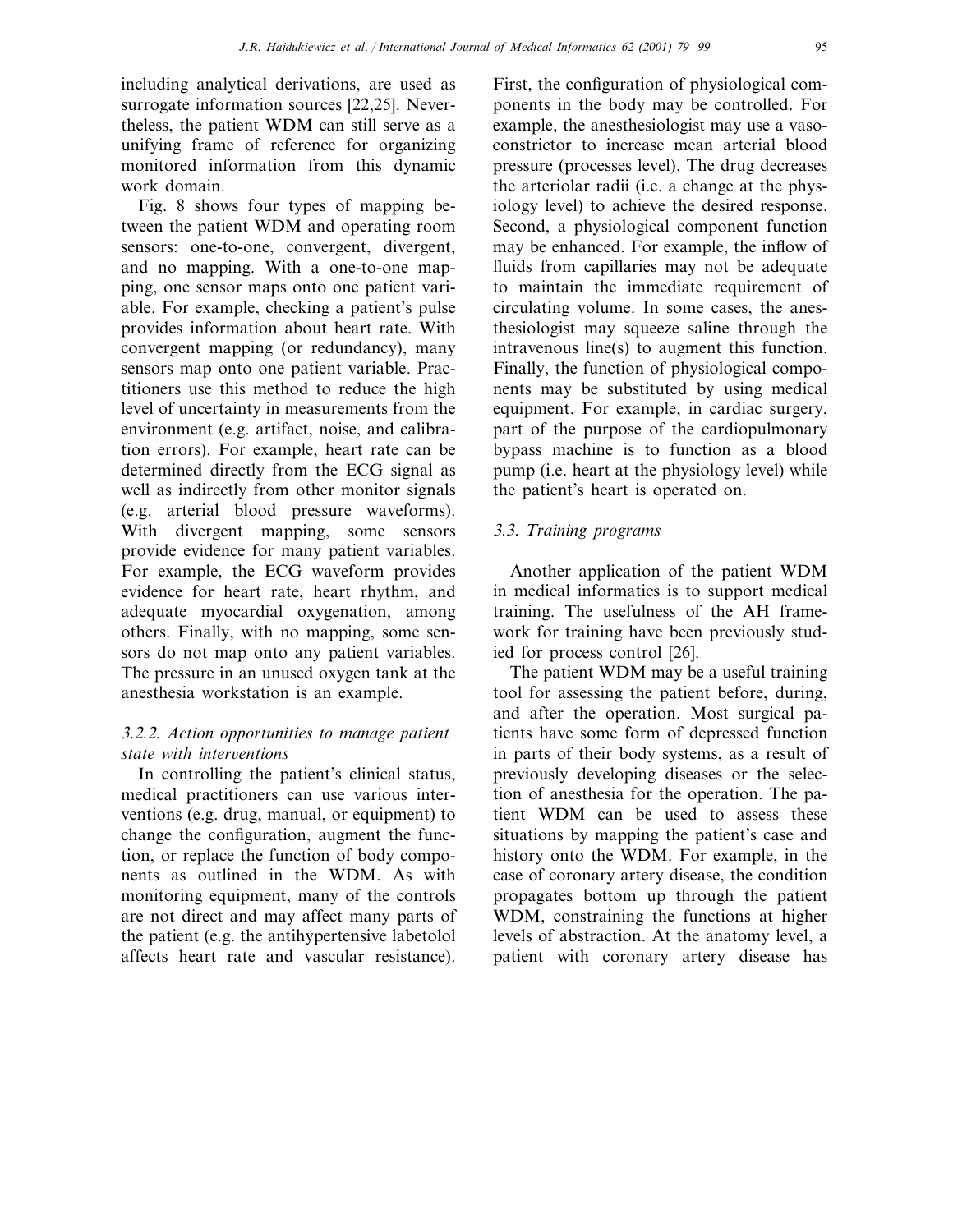including analytical derivations, are used as surrogate information sources [22,25]. Nevertheless, the patient WDM can still serve as a unifying frame of reference for organizing monitored information from this dynamic work domain.

Fig. 8 shows four types of mapping between the patient WDM and operating room sensors: one-to-one, convergent, divergent, and no mapping. With a one-to-one mapping, one sensor maps onto one patient variable. For example, checking a patient's pulse provides information about heart rate. With convergent mapping (or redundancy), many sensors map onto one patient variable. Practitioners use this method to reduce the high level of uncertainty in measurements from the environment (e.g. artifact, noise, and calibration errors). For example, heart rate can be determined directly from the ECG signal as well as indirectly from other monitor signals (e.g. arterial blood pressure waveforms). With divergent mapping, some sensors provide evidence for many patient variables. For example, the ECG waveform provides evidence for heart rate, heart rhythm, and adequate myocardial oxygenation, among others. Finally, with no mapping, some sensors do not map onto any patient variables. The pressure in an unused oxygen tank at the anesthesia workstation is an example.

#### *3.2.2. Action opportunities to manage patient state with interventions*

In controlling the patient's clinical status, medical practitioners can use various interventions (e.g. drug, manual, or equipment) to change the configuration, augment the function, or replace the function of body components as outlined in the WDM. As with monitoring equipment, many of the controls are not direct and may affect many parts of the patient (e.g. the antihypertensive labetolol affects heart rate and vascular resistance). First, the configuration of physiological components in the body may be controlled. For example, the anesthesiologist may use a vasoconstrictor to increase mean arterial blood pressure (processes level). The drug decreases the arteriolar radii (i.e. a change at the physiology level) to achieve the desired response. Second, a physiological component function may be enhanced. For example, the inflow of fluids from capillaries may not be adequate to maintain the immediate requirement of circulating volume. In some cases, the anesthesiologist may squeeze saline through the intravenous line(s) to augment this function. Finally, the function of physiological components may be substituted by using medical equipment. For example, in cardiac surgery, part of the purpose of the cardiopulmonary bypass machine is to function as a blood pump (i.e. heart at the physiology level) while the patient's heart is operated on.

### *3.3. Training programs*

Another application of the patient WDM in medical informatics is to support medical training. The usefulness of the AH framework for training have been previously studied for process control [26].

The patient WDM may be a useful training tool for assessing the patient before, during, and after the operation. Most surgical patients have some form of depressed function in parts of their body systems, as a result of previously developing diseases or the selection of anesthesia for the operation. The patient WDM can be used to assess these situations by mapping the patient's case and history onto the WDM. For example, in the case of coronary artery disease, the condition propagates bottom up through the patient WDM, constraining the functions at higher levels of abstraction. At the anatomy level, a patient with coronary artery disease has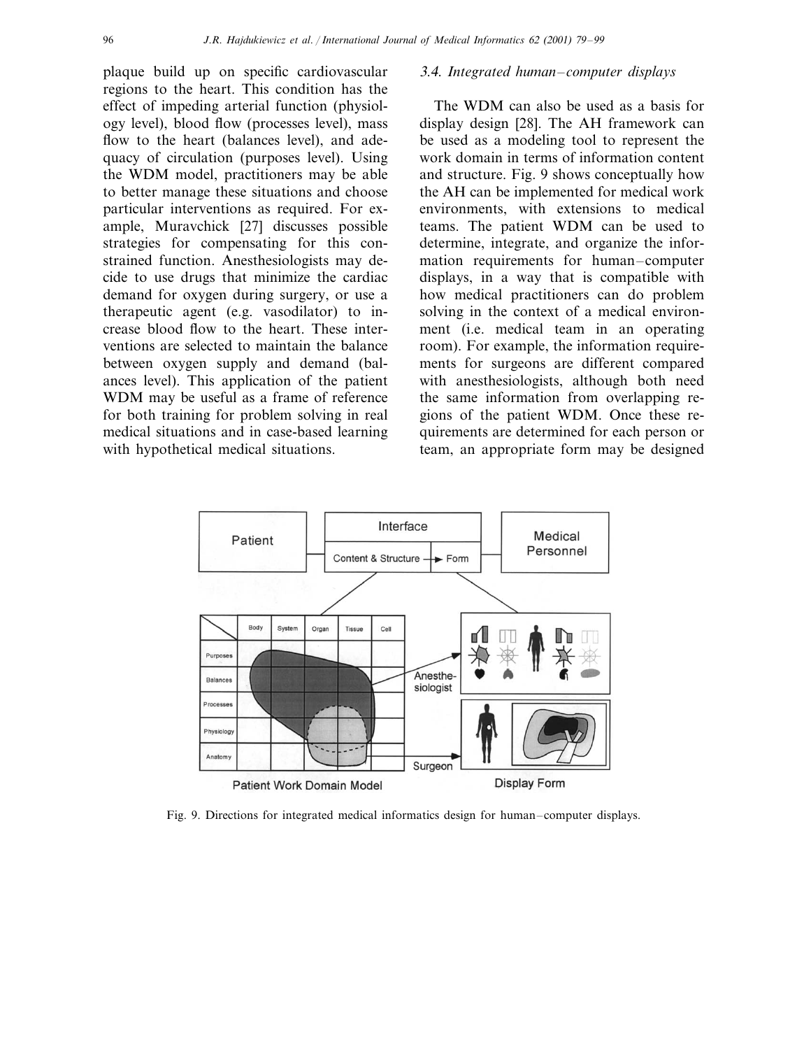plaque build up on specific cardiovascular regions to the heart. This condition has the effect of impeding arterial function (physiology level), blood flow (processes level), mass flow to the heart (balances level), and adequacy of circulation (purposes level). Using the WDM model, practitioners may be able to better manage these situations and choose particular interventions as required. For example, Muravchick [27] discusses possible strategies for compensating for this constrained function. Anesthesiologists may decide to use drugs that minimize the cardiac demand for oxygen during surgery, or use a therapeutic agent (e.g. vasodilator) to increase blood flow to the heart. These interventions are selected to maintain the balance between oxygen supply and demand (balances level). This application of the patient WDM may be useful as a frame of reference for both training for problem solving in real medical situations and in case-based learning with hypothetical medical situations.

### 3.4. Integrated human–computer displays

The WDM can also be used as a basis for display design [28]. The AH framework can be used as a modeling tool to represent the work domain in terms of information content and structure. Fig. 9 shows conceptually how the AH can be implemented for medical work environments, with extensions to medical teams. The patient WDM can be used to determine, integrate, and organize the information requirements for human–computer displays, in a way that is compatible with how medical practitioners can do problem solving in the context of a medical environment (i.e. medical team in an operating room). For example, the information requirements for surgeons are different compared with anesthesiologists, although both need the same information from overlapping regions of the patient WDM. Once these requirements are determined for each person or team, an appropriate form may be designed

Fig. 9. Directions for integrated medical informatics design for human–computer displays.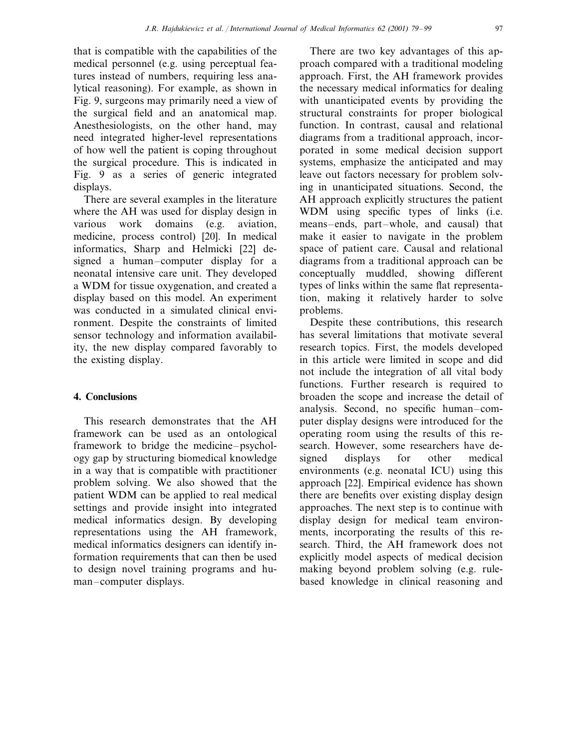that is compatible with the capabilities of the medical personnel (e.g. using perceptual features instead of numbers, requiring less analytical reasoning). For example, as shown in Fig. 9, surgeons may primarily need a view of the surgical field and an anatomical map. Anesthesiologists, on the other hand, may need integrated higher-level representations of how well the patient is coping throughout the surgical procedure. This is indicated in Fig. 9 as a series of generic integrated displays.

There are several examples in the literature where the AH was used for display design in various work domains (e.g. aviation, medicine, process control) [20]. In medical informatics, Sharp and Helmicki [22] designed a human–computer display for a neonatal intensive care unit. They developed a WDM for tissue oxygenation, and created a display based on this model. An experiment was conducted in a simulated clinical environment. Despite the constraints of limited sensor technology and information availability, the new display compared favorably to the existing display.

## 4. Conclusions

This research demonstrates that the AH framework can be used as an ontological framework to bridge the medicine–psychology gap by structuring biomedical knowledge in a way that is compatible with practitioner problem solving. We also showed that the patient WDM can be applied to real medical settings and provide insight into integrated medical informatics design. By developing representations using the AH framework, medical informatics designers can identify information requirements that can then be used to design novel training programs and human–computer displays.

There are two key advantages of this approach compared with a traditional modeling approach. First, the AH framework provides the necessary medical informatics for dealing with unanticipated events by providing the structural constraints for proper biological function. In contrast, causal and relational diagrams from a traditional approach, incorporated in some medical decision support systems, emphasize the anticipated and may leave out factors necessary for problem solving in unanticipated situations. Second, the AH approach explicitly structures the patient WDM using specific types of links (i.e. means–ends, part–whole, and causal) that make it easier to navigate in the problem space of patient care. Causal and relational diagrams from a traditional approach can be conceptually muddled, showing different types of links within the same flat representation, making it relatively harder to solve problems.

Despite these contributions, this research has several limitations that motivate several research topics. First, the models developed in this article were limited in scope and did not include the integration of all vital body functions. Further research is required to broaden the scope and increase the detail of analysis. Second, no specific human–computer display designs were introduced for the operating room using the results of this research. However, some researchers have designed displays for other medical environments (e.g. neonatal ICU) using this approach [22]. Empirical evidence has shown there are benefits over existing display design approaches. The next step is to continue with display design for medical team environments, incorporating the results of this research. Third, the AH framework does not explicitly model aspects of medical decision making beyond problem solving (e.g. rule-based knowledge in clinical reasoning and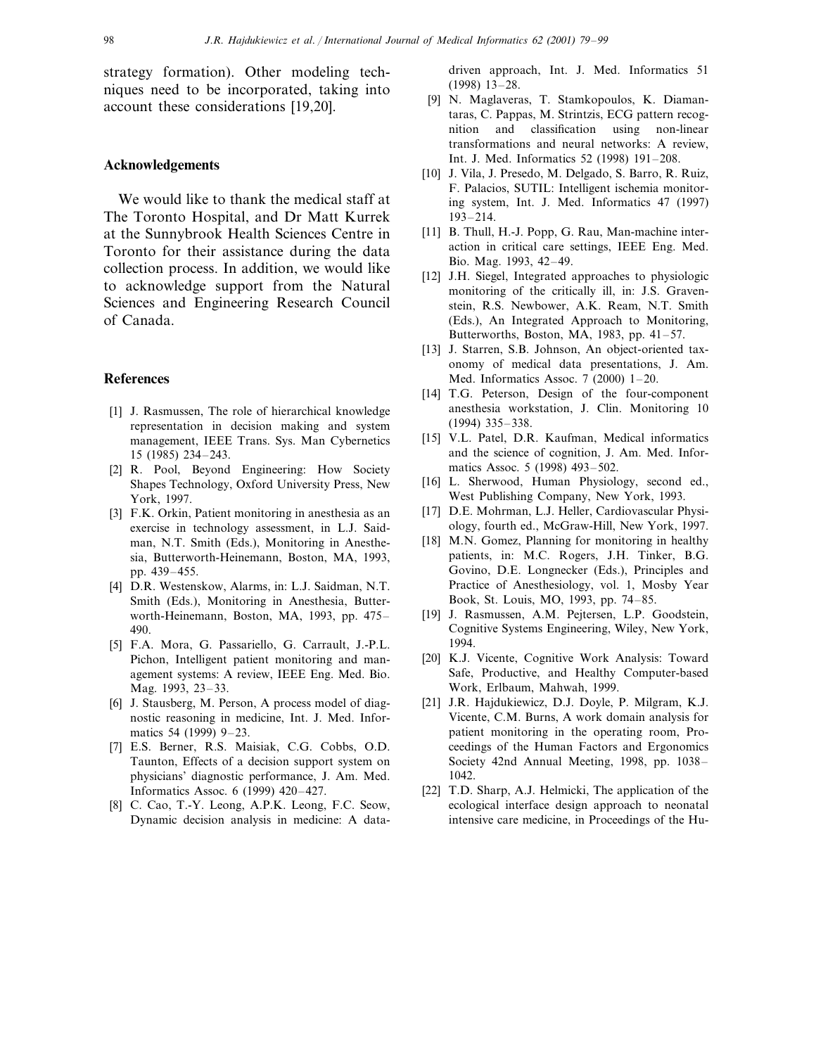strategy formation). Other modeling techniques need to be incorporated, taking into account these considerations [19,20].

## Acknowledgements

We would like to thank the medical staff at The Toronto Hospital, and Dr Matt Kurrek at the Sunnybrook Health Sciences Centre in Toronto for their assistance during the data collection process. In addition, we would like to acknowledge support from the Natural Sciences and Engineering Research Council of Canada.

## References

[1] J. Rasmussen, The role of hierarchical knowledge representation in decision making and system management, IEEE Trans. Sys. Man Cybernetics 15 (1985) 234–243.

[2] R. Pool, Beyond Engineering: How Society Shapes Technology, Oxford University Press, New York, 1997.

[3] F.K. Orkin, Patient monitoring in anesthesia as an exercise in technology assessment, in L.J. Saidman, N.T. Smith (Eds.), Monitoring in Anesthesia, Butterworth-Heinemann, Boston, MA, 1993, pp. 439–455.

[4] D.R. Westenskow, Alarms, in: L.J. Saidman, N.T. Smith (Eds.), Monitoring in Anesthesia, Butterworth-Heinemann, Boston, MA, 1993, pp. 475–490.

[5] F.A. Mora, G. Passariello, G. Carrault, J.-P.L. Pichon, Intelligent patient monitoring and management systems: A review, IEEE Eng. Med. Bio. Mag. 1993, 23–33.

[6] J. Stausberg, M. Person, A process model of diagnostic reasoning in medicine, Int. J. Med. Informatics 54 (1999) 9–23.

[7] E.S. Berner, R.S. Maisiak, C.G. Cobbs, O.D. Taunton, Effects of a decision support system on physicians' diagnostic performance, J. Am. Med. Informatics Assoc. 6 (1999) 420–427.

[8] C. Cao, T.-Y. Leong, A.P.K. Leong, F.C. Seow, Dynamic decision analysis in medicine: A data-driven approach, Int. J. Med. Informatics 51 (1998) 13–28.

[9] N. Maglaveras, T. Stamkopoulos, K. Diamantaras, C. Pappas, M. Strintzis, ECG pattern recognition and classification using non-linear transformations and neural networks: A review, Int. J. Med. Informatics 52 (1998) 191–208.

[10] J. Vila, J. Presedo, M. Delgado, S. Barro, R. Ruiz, F. Palacios, SUTIL: Intelligent ischemia monitoring system, Int. J. Med. Informatics 47 (1997) 193–214.

[11] B. Thull, H.-J. Popp, G. Rau, Man-machine interaction in critical care settings, IEEE Eng. Med. Bio. Mag. 1993, 42–49.

[12] J.H. Siegel, Integrated approaches to physiologic monitoring of the critically ill, in: J.S. Gravenstein, R.S. Newbower, A.K. Ream, N.T. Smith (Eds.), An Integrated Approach to Monitoring, Butterworths, Boston, MA, 1983, pp. 41–57.

[13] J. Starren, S.B. Johnson, An object-oriented taxonomy of medical data presentations, J. Am. Med. Informatics Assoc. 7 (2000) 1–20.

[14] T.G. Peterson, Design of the four-component anesthesia workstation, J. Clin. Monitoring 10 (1994) 335–338.

[15] V.L. Patel, D.R. Kaufman, Medical informatics and the science of cognition, J. Am. Med. Informatics Assoc. 5 (1998) 493–502.

[16] L. Sherwood, Human Physiology, second ed., West Publishing Company, New York, 1993.

[17] D.E. Mohrman, L.J. Heller, Cardiovascular Physiology, fourth ed., McGraw-Hill, New York, 1997.

[18] M.N. Gomez, Planning for monitoring in healthy patients, in: M.C. Rogers, J.H. Tinker, B.G. Govino, D.E. Longnecker (Eds.), Principles and Practice of Anesthesiology, vol. 1, Mosby Year Book, St. Louis, MO, 1993, pp. 74–85.

[19] J. Rasmussen, A.M. Pejtersen, L.P. Goodstein, Cognitive Systems Engineering, Wiley, New York, 1994.

[20] K.J. Vicente, Cognitive Work Analysis: Toward Safe, Productive, and Healthy Computer-based Work, Erlbaum, Mahwah, 1999.

[21] J.R. Hajdukiewicz, D.J. Doyle, P. Milgram, K.J. Vicente, C.M. Burns, A work domain analysis for patient monitoring in the operating room, Proceedings of the Human Factors and Ergonomics Society 42nd Annual Meeting, 1998, pp. 1038–1042.

[22] T.D. Sharp, A.J. Helmicki, The application of the ecological interface design approach to neonatal intensive care medicine, in Proceedings of the Hu-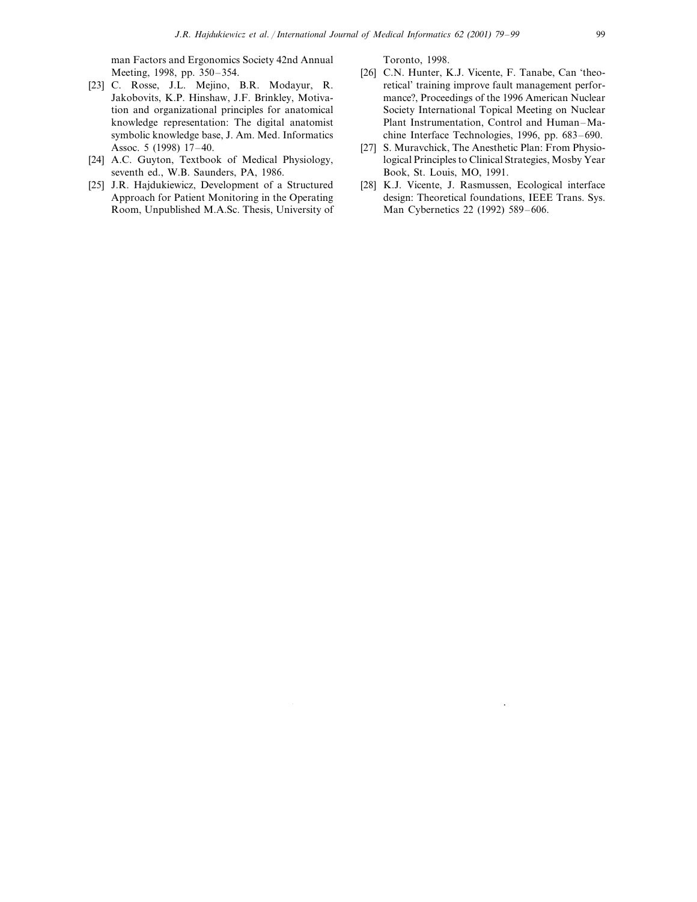man Factors and Ergonomics Society 42nd Annual Meeting, 1998, pp. 350–354.

[23] C. Rosse, J.L. Mejino, B.R. Modayur, R. Jakobovits, K.P. Hinshaw, J.F. Brinkley, Motivation and organizational principles for anatomical knowledge representation: The digital anatomist symbolic knowledge base, J. Am. Med. Informatics Assoc. 5 (1998) 17–40.

[24] A.C. Guyton, Textbook of Medical Physiology, seventh ed., W.B. Saunders, PA, 1986.

[25] J.R. Hajdukiewicz, Development of a Structured Approach for Patient Monitoring in the Operating Room, Unpublished M.A.Sc. Thesis, University of Toronto, 1998.

[26] C.N. Hunter, K.J. Vicente, F. Tanabe, Can 'theoretical' training improve fault management performance?, Proceedings of the 1996 American Nuclear Society International Topical Meeting on Nuclear Plant Instrumentation, Control and Human–Machine Interface Technologies, 1996, pp. 683–690.

[27] S. Muravchick, The Anesthetic Plan: From Physiological Principles to Clinical Strategies, Mosby Year Book, St. Louis, MO, 1991.

[28] K.J. Vicente, J. Rasmussen, Ecological interface design: Theoretical foundations, IEEE Trans. Sys. Man Cybernetics 22 (1992) 589–606.